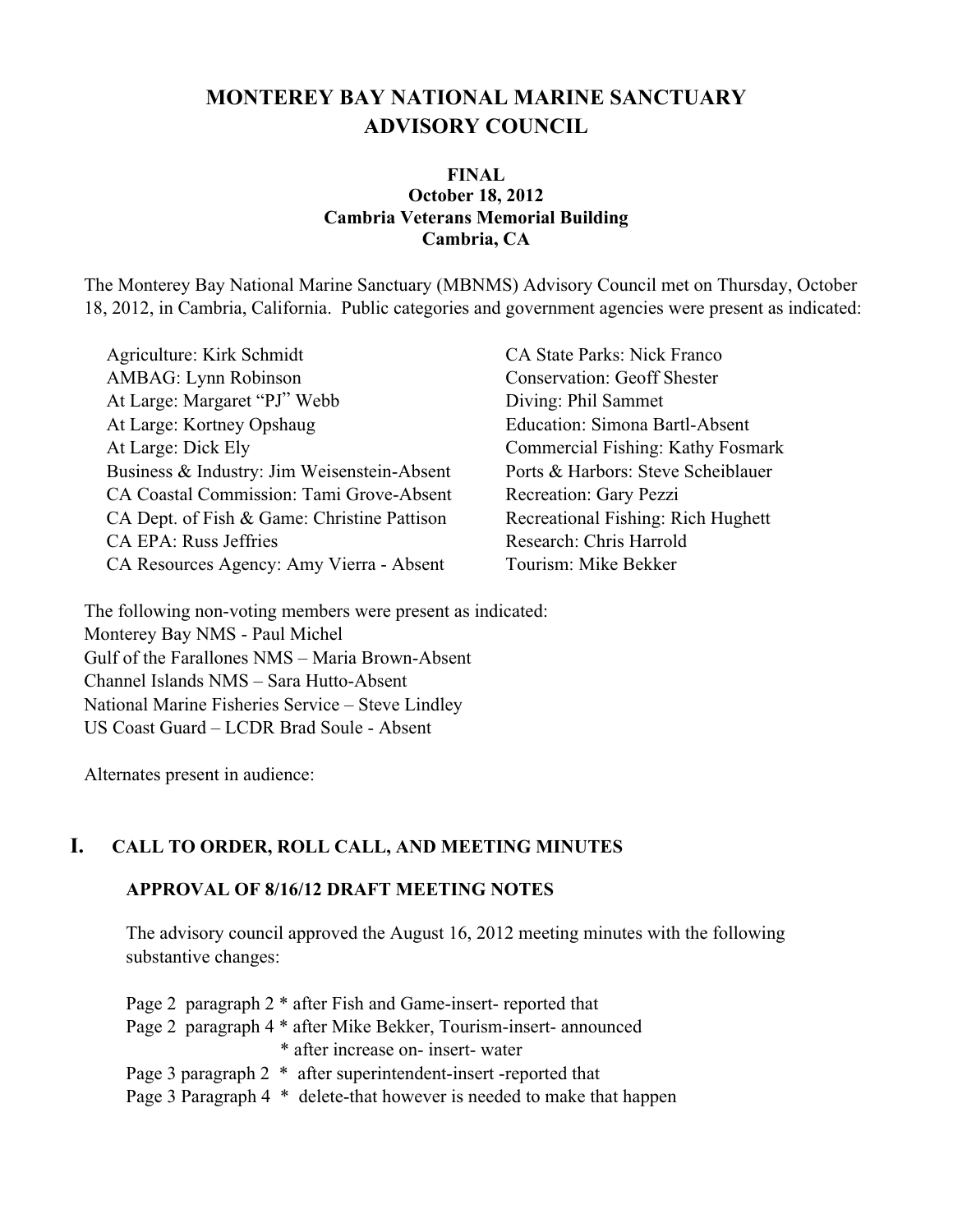# MONTEREY BAY NATIONAL MARINE SANCTUARY
# ADVISORY COUNCIL

**FINAL**
**October 18, 2012**
**Cambria Veterans Memorial Building**
**Cambria, CA**

The Monterey Bay National Marine Sanctuary (MBNMS) Advisory Council met on Thursday, October 18, 2012, in Cambria, California. Public categories and government agencies were present as indicated:

Agriculture: Kirk Schmidt
AMBAG: Lynn Robinson
At Large: Margaret "PJ" Webb
At Large: Kortney Opshaug
At Large: Dick Ely
Business & Industry: Jim Weisenstein-Absent
CA Coastal Commission: Tami Grove-Absent
CA Dept. of Fish & Game: Christine Pattison
CA EPA: Russ Jeffries
CA Resources Agency: Amy Vierra - Absent
CA State Parks: Nick Franco
Conservation: Geoff Shester
Diving: Phil Sammet
Education: Simona Bartl-Absent
Commercial Fishing: Kathy Fosmark
Ports & Harbors: Steve Scheiblauer
Recreation: Gary Pezzi
Recreational Fishing: Rich Hughett
Research: Chris Harrold
Tourism: Mike Bekker

The following non-voting members were present as indicated:
Monterey Bay NMS - Paul Michel
Gulf of the Farallones NMS – Maria Brown-Absent
Channel Islands NMS – Sara Hutto-Absent
National Marine Fisheries Service – Steve Lindley
US Coast Guard – LCDR Brad Soule - Absent

Alternates present in audience:

## I. CALL TO ORDER, ROLL CALL, AND MEETING MINUTES

### APPROVAL OF 8/16/12 DRAFT MEETING NOTES

The advisory council approved the August 16, 2012 meeting minutes with the following substantive changes:

Page 2 paragraph 2 * after Fish and Game-insert- reported that
Page 2 paragraph 4 * after Mike Bekker, Tourism-insert- announced
* after increase on- insert- water
Page 3 paragraph 2 * after superintendent-insert -reported that
Page 3 Paragraph 4 * delete-that however is needed to make that happen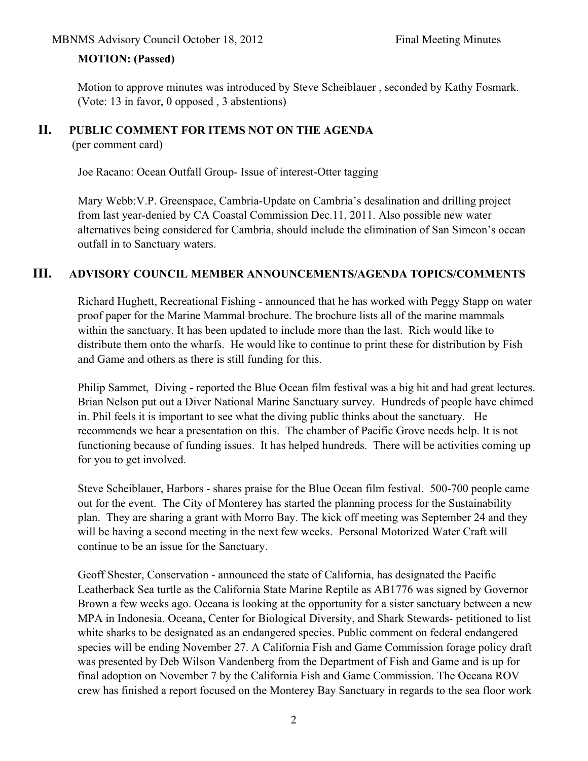**MOTION: (Passed)**

Motion to approve minutes was introduced by Steve Scheiblauer , seconded by Kathy Fosmark. (Vote: 13 in favor, 0 opposed , 3 abstentions)

## II. PUBLIC COMMENT FOR ITEMS NOT ON THE AGENDA

(per comment card)

Joe Racano: Ocean Outfall Group- Issue of interest-Otter tagging

Mary Webb:V.P. Greenspace, Cambria-Update on Cambria's desalination and drilling project from last year-denied by CA Coastal Commission Dec.11, 2011. Also possible new water alternatives being considered for Cambria, should include the elimination of San Simeon's ocean outfall in to Sanctuary waters.

## III. ADVISORY COUNCIL MEMBER ANNOUNCEMENTS/AGENDA TOPICS/COMMENTS

Richard Hughett, Recreational Fishing - announced that he has worked with Peggy Stapp on water proof paper for the Marine Mammal brochure. The brochure lists all of the marine mammals within the sanctuary. It has been updated to include more than the last. Rich would like to distribute them onto the wharfs. He would like to continue to print these for distribution by Fish and Game and others as there is still funding for this.

Philip Sammet, Diving - reported the Blue Ocean film festival was a big hit and had great lectures. Brian Nelson put out a Diver National Marine Sanctuary survey. Hundreds of people have chimed in. Phil feels it is important to see what the diving public thinks about the sanctuary. He recommends we hear a presentation on this. The chamber of Pacific Grove needs help. It is not functioning because of funding issues. It has helped hundreds. There will be activities coming up for you to get involved.

Steve Scheiblauer, Harbors - shares praise for the Blue Ocean film festival. 500-700 people came out for the event. The City of Monterey has started the planning process for the Sustainability plan. They are sharing a grant with Morro Bay. The kick off meeting was September 24 and they will be having a second meeting in the next few weeks. Personal Motorized Water Craft will continue to be an issue for the Sanctuary.

Geoff Shester, Conservation - announced the state of California, has designated the Pacific Leatherback Sea turtle as the California State Marine Reptile as AB1776 was signed by Governor Brown a few weeks ago. Oceana is looking at the opportunity for a sister sanctuary between a new MPA in Indonesia. Oceana, Center for Biological Diversity, and Shark Stewards- petitioned to list white sharks to be designated as an endangered species. Public comment on federal endangered species will be ending November 27. A California Fish and Game Commission forage policy draft was presented by Deb Wilson Vandenberg from the Department of Fish and Game and is up for final adoption on November 7 by the California Fish and Game Commission. The Oceana ROV crew has finished a report focused on the Monterey Bay Sanctuary in regards to the sea floor work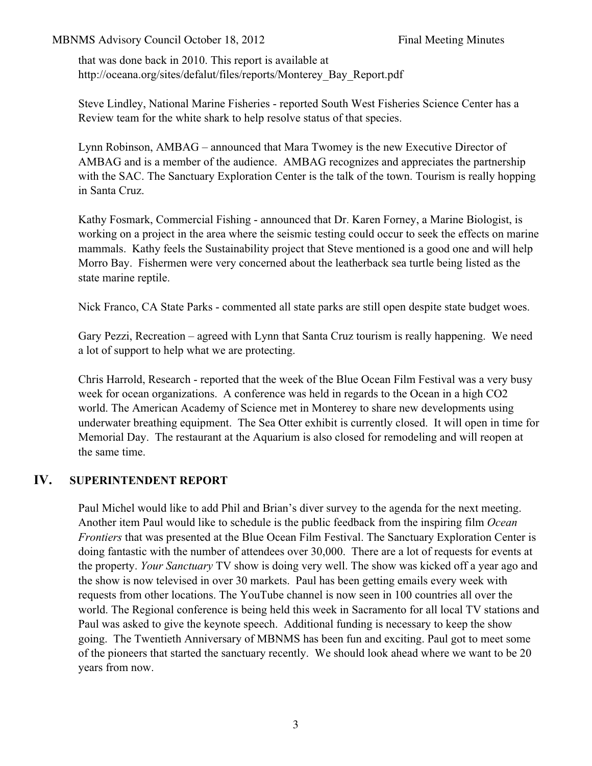that was done back in 2010. This report is available at http://oceana.org/sites/defalut/files/reports/Monterey_Bay_Report.pdf

Steve Lindley, National Marine Fisheries - reported South West Fisheries Science Center has a Review team for the white shark to help resolve status of that species.

Lynn Robinson, AMBAG – announced that Mara Twomey is the new Executive Director of AMBAG and is a member of the audience. AMBAG recognizes and appreciates the partnership with the SAC. The Sanctuary Exploration Center is the talk of the town. Tourism is really hopping in Santa Cruz.

Kathy Fosmark, Commercial Fishing - announced that Dr. Karen Forney, a Marine Biologist, is working on a project in the area where the seismic testing could occur to seek the effects on marine mammals. Kathy feels the Sustainability project that Steve mentioned is a good one and will help Morro Bay. Fishermen were very concerned about the leatherback sea turtle being listed as the state marine reptile.

Nick Franco, CA State Parks - commented all state parks are still open despite state budget woes.

Gary Pezzi, Recreation – agreed with Lynn that Santa Cruz tourism is really happening. We need a lot of support to help what we are protecting.

Chris Harrold, Research - reported that the week of the Blue Ocean Film Festival was a very busy week for ocean organizations. A conference was held in regards to the Ocean in a high $CO_2$ world. The American Academy of Science met in Monterey to share new developments using underwater breathing equipment. The Sea Otter exhibit is currently closed. It will open in time for Memorial Day. The restaurant at the Aquarium is also closed for remodeling and will reopen at the same time.

## IV. SUPERINTENDENT REPORT

Paul Michel would like to add Phil and Brian's diver survey to the agenda for the next meeting. Another item Paul would like to schedule is the public feedback from the inspiring film *Ocean Frontiers* that was presented at the Blue Ocean Film Festival. The Sanctuary Exploration Center is doing fantastic with the number of attendees over 30,000. There are a lot of requests for events at the property. *Your Sanctuary* TV show is doing very well. The show was kicked off a year ago and the show is now televised in over 30 markets. Paul has been getting emails every week with requests from other locations. The YouTube channel is now seen in 100 countries all over the world. The Regional conference is being held this week in Sacramento for all local TV stations and Paul was asked to give the keynote speech. Additional funding is necessary to keep the show going. The Twentieth Anniversary of MBNMS has been fun and exciting. Paul got to meet some of the pioneers that started the sanctuary recently. We should look ahead where we want to be 20 years from now.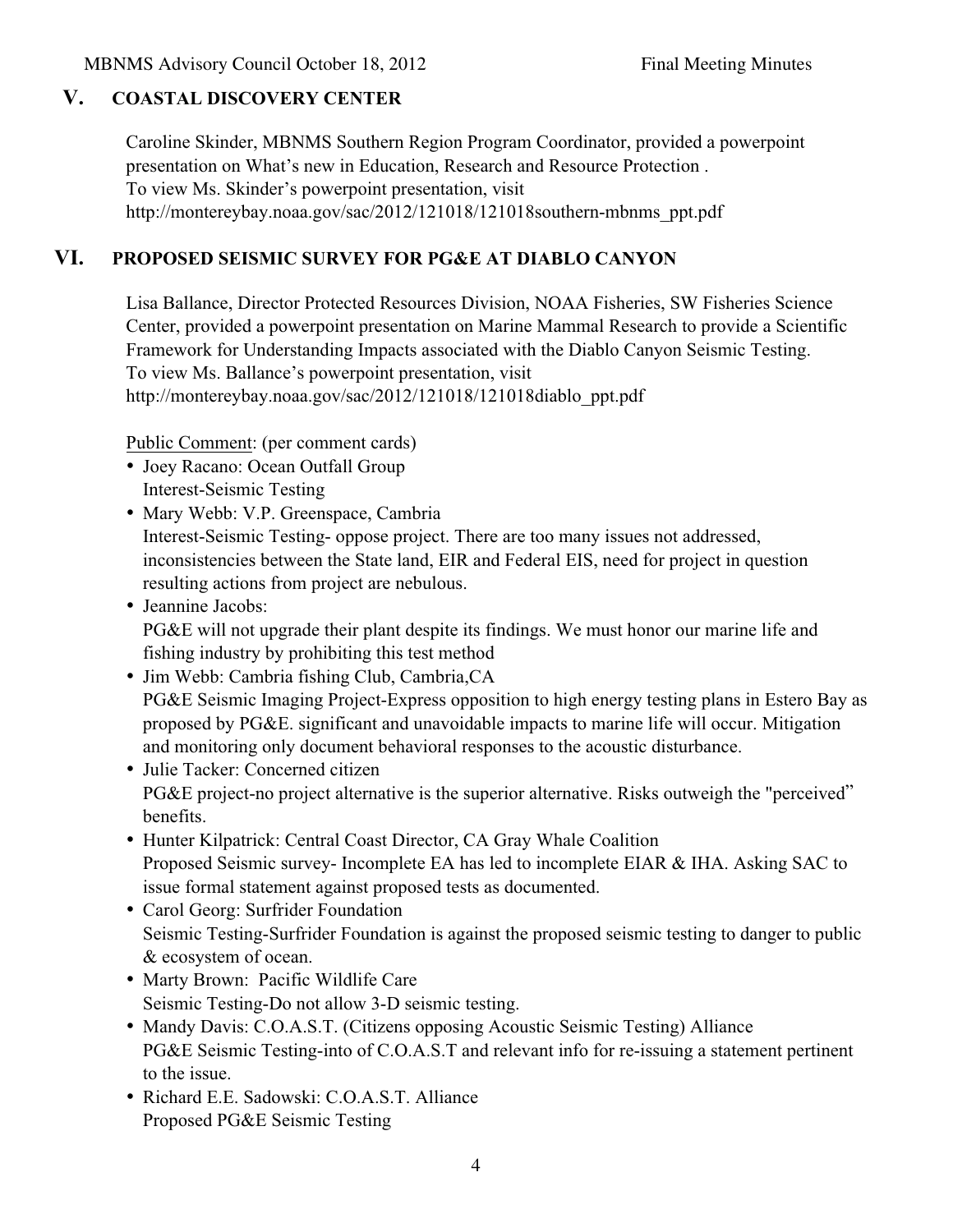## V. COASTAL DISCOVERY CENTER

Caroline Skinder, MBNMS Southern Region Program Coordinator, provided a powerpoint presentation on What's new in Education, Research and Resource Protection .
To view Ms. Skinder's powerpoint presentation, visit
http://montereybay.noaa.gov/sac/2012/121018/121018southern-mbnms_ppt.pdf

## VI. PROPOSED SEISMIC SURVEY FOR PG&E AT DIABLO CANYON

Lisa Ballance, Director Protected Resources Division, NOAA Fisheries, SW Fisheries Science Center, provided a powerpoint presentation on Marine Mammal Research to provide a Scientific Framework for Understanding Impacts associated with the Diablo Canyon Seismic Testing.
To view Ms. Ballance's powerpoint presentation, visit
http://montereybay.noaa.gov/sac/2012/121018/121018diablo_ppt.pdf

Public Comment: (per comment cards)

- Joey Racano: Ocean Outfall Group
  Interest-Seismic Testing
- Mary Webb: V.P. Greenspace, Cambria
  Interest-Seismic Testing- oppose project. There are too many issues not addressed, inconsistencies between the State land, EIR and Federal EIS, need for project in question resulting actions from project are nebulous.
- Jeannine Jacobs:
  PG&E will not upgrade their plant despite its findings. We must honor our marine life and fishing industry by prohibiting this test method
- Jim Webb: Cambria fishing Club, Cambria,CA
  PG&E Seismic Imaging Project-Express opposition to high energy testing plans in Estero Bay as proposed by PG&E. significant and unavoidable impacts to marine life will occur. Mitigation and monitoring only document behavioral responses to the acoustic disturbance.
- Julie Tacker: Concerned citizen
  PG&E project-no project alternative is the superior alternative. Risks outweigh the "perceived" benefits.
- Hunter Kilpatrick: Central Coast Director, CA Gray Whale Coalition
  Proposed Seismic survey- Incomplete EA has led to incomplete EIAR & IHA. Asking SAC to issue formal statement against proposed tests as documented.
- Carol Georg: Surfrider Foundation
  Seismic Testing-Surfrider Foundation is against the proposed seismic testing to danger to public & ecosystem of ocean.
- Marty Brown: Pacific Wildlife Care
  Seismic Testing-Do not allow 3-D seismic testing.
- Mandy Davis: C.O.A.S.T. (Citizens opposing Acoustic Seismic Testing) Alliance
  PG&E Seismic Testing-into of C.O.A.S.T and relevant info for re-issuing a statement pertinent to the issue.
- Richard E.E. Sadowski: C.O.A.S.T. Alliance
  Proposed PG&E Seismic Testing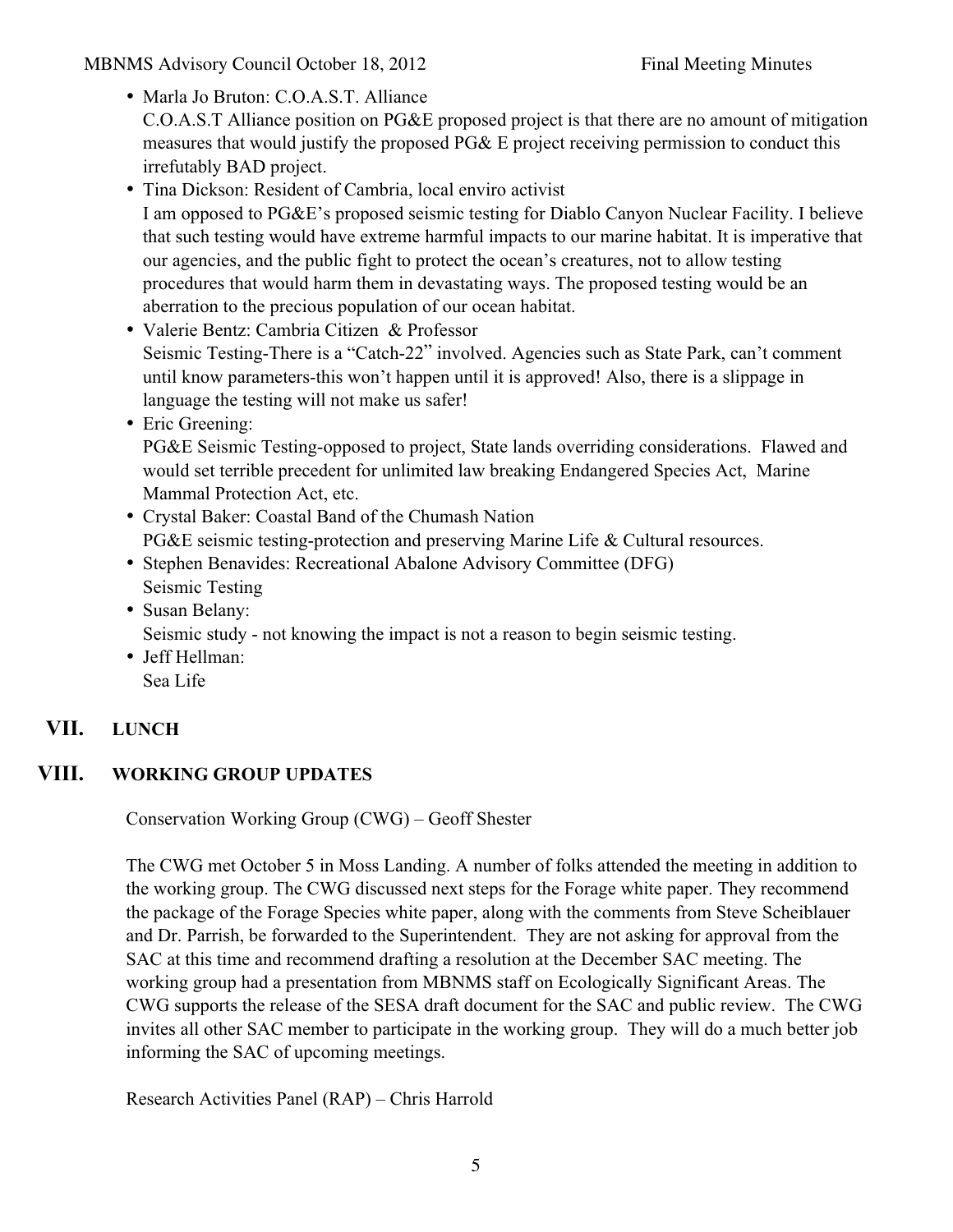- Marla Jo Bruton: C.O.A.S.T. Alliance
  C.O.A.S.T Alliance position on PG&E proposed project is that there are no amount of mitigation measures that would justify the proposed PG& E project receiving permission to conduct this irrefutably BAD project.
- Tina Dickson: Resident of Cambria, local enviro activist
  I am opposed to PG&E's proposed seismic testing for Diablo Canyon Nuclear Facility. I believe that such testing would have extreme harmful impacts to our marine habitat. It is imperative that our agencies, and the public fight to protect the ocean's creatures, not to allow testing procedures that would harm them in devastating ways. The proposed testing would be an aberration to the precious population of our ocean habitat.
- Valerie Bentz: Cambria Citizen & Professor
  Seismic Testing-There is a "Catch-22" involved. Agencies such as State Park, can't comment until know parameters-this won't happen until it is approved! Also, there is a slippage in language the testing will not make us safer!
- Eric Greening:
  PG&E Seismic Testing-opposed to project, State lands overriding considerations. Flawed and would set terrible precedent for unlimited law breaking Endangered Species Act, Marine Mammal Protection Act, etc.
- Crystal Baker: Coastal Band of the Chumash Nation
  PG&E seismic testing-protection and preserving Marine Life & Cultural resources.
- Stephen Benavides: Recreational Abalone Advisory Committee (DFG)
  Seismic Testing
- Susan Belany:
  Seismic study - not knowing the impact is not a reason to begin seismic testing.
- Jeff Hellman:
  Sea Life

## VII. LUNCH

## VIII. WORKING GROUP UPDATES

Conservation Working Group (CWG) – Geoff Shester

The CWG met October 5 in Moss Landing. A number of folks attended the meeting in addition to the working group. The CWG discussed next steps for the Forage white paper. They recommend the package of the Forage Species white paper, along with the comments from Steve Scheiblauer and Dr. Parrish, be forwarded to the Superintendent. They are not asking for approval from the SAC at this time and recommend drafting a resolution at the December SAC meeting. The working group had a presentation from MBNMS staff on Ecologically Significant Areas. The CWG supports the release of the SESA draft document for the SAC and public review. The CWG invites all other SAC member to participate in the working group. They will do a much better job informing the SAC of upcoming meetings.

Research Activities Panel (RAP) – Chris Harrold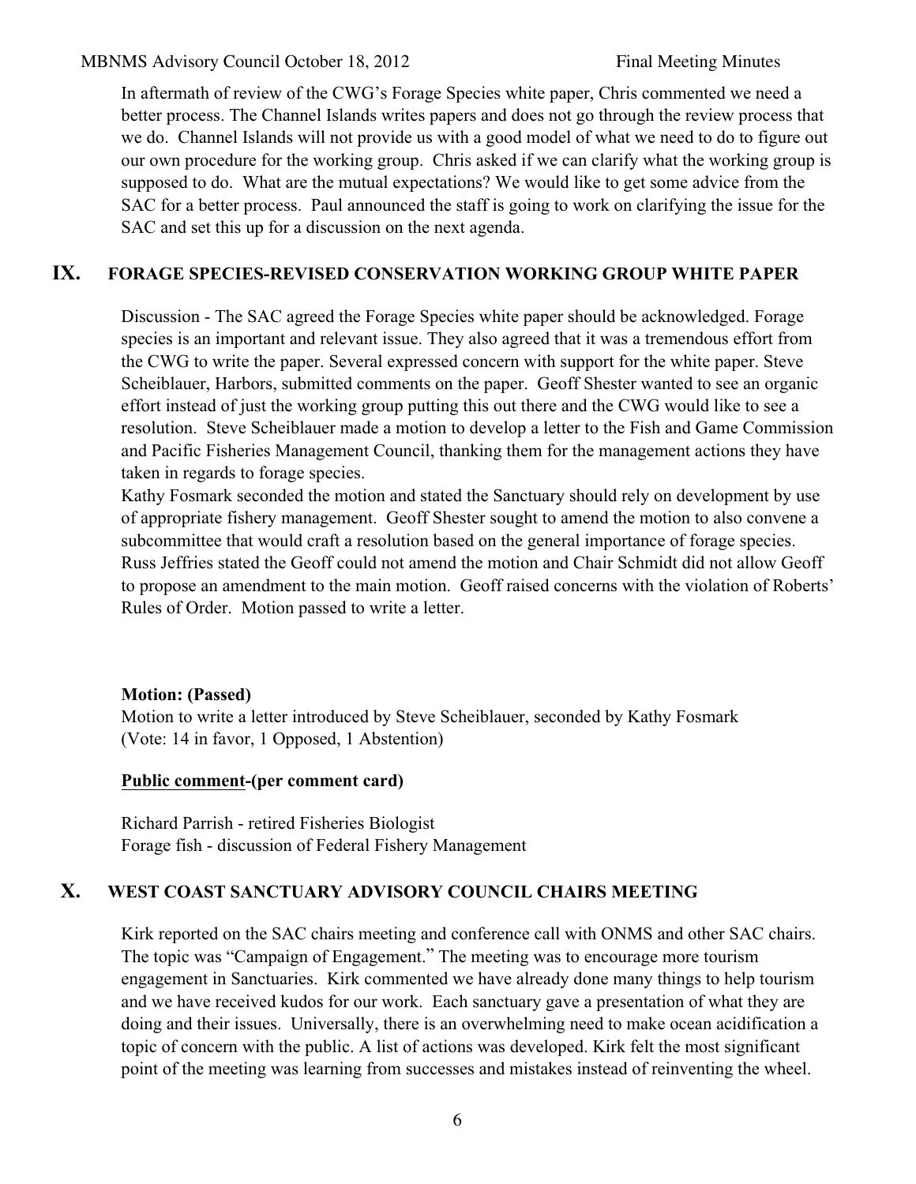In aftermath of review of the CWG's Forage Species white paper, Chris commented we need a better process. The Channel Islands writes papers and does not go through the review process that we do. Channel Islands will not provide us with a good model of what we need to do to figure out our own procedure for the working group. Chris asked if we can clarify what the working group is supposed to do. What are the mutual expectations? We would like to get some advice from the SAC for a better process. Paul announced the staff is going to work on clarifying the issue for the SAC and set this up for a discussion on the next agenda.

## IX. FORAGE SPECIES-REVISED CONSERVATION WORKING GROUP WHITE PAPER

Discussion - The SAC agreed the Forage Species white paper should be acknowledged. Forage species is an important and relevant issue. They also agreed that it was a tremendous effort from the CWG to write the paper. Several expressed concern with support for the white paper. Steve Scheiblauer, Harbors, submitted comments on the paper. Geoff Shester wanted to see an organic effort instead of just the working group putting this out there and the CWG would like to see a resolution. Steve Scheiblauer made a motion to develop a letter to the Fish and Game Commission and Pacific Fisheries Management Council, thanking them for the management actions they have taken in regards to forage species.

Kathy Fosmark seconded the motion and stated the Sanctuary should rely on development by use of appropriate fishery management. Geoff Shester sought to amend the motion to also convene a subcommittee that would craft a resolution based on the general importance of forage species. Russ Jeffries stated the Geoff could not amend the motion and Chair Schmidt did not allow Geoff to propose an amendment to the main motion. Geoff raised concerns with the violation of Roberts' Rules of Order. Motion passed to write a letter.

**Motion: (Passed)**
Motion to write a letter introduced by Steve Scheiblauer, seconded by Kathy Fosmark
(Vote: 14 in favor, 1 Opposed, 1 Abstention)

**<u>Public comment</u>-(per comment card)**

Richard Parrish - retired Fisheries Biologist
Forage fish - discussion of Federal Fishery Management

## X. WEST COAST SANCTUARY ADVISORY COUNCIL CHAIRS MEETING

Kirk reported on the SAC chairs meeting and conference call with ONMS and other SAC chairs. The topic was "Campaign of Engagement." The meeting was to encourage more tourism engagement in Sanctuaries. Kirk commented we have already done many things to help tourism and we have received kudos for our work. Each sanctuary gave a presentation of what they are doing and their issues. Universally, there is an overwhelming need to make ocean acidification a topic of concern with the public. A list of actions was developed. Kirk felt the most significant point of the meeting was learning from successes and mistakes instead of reinventing the wheel.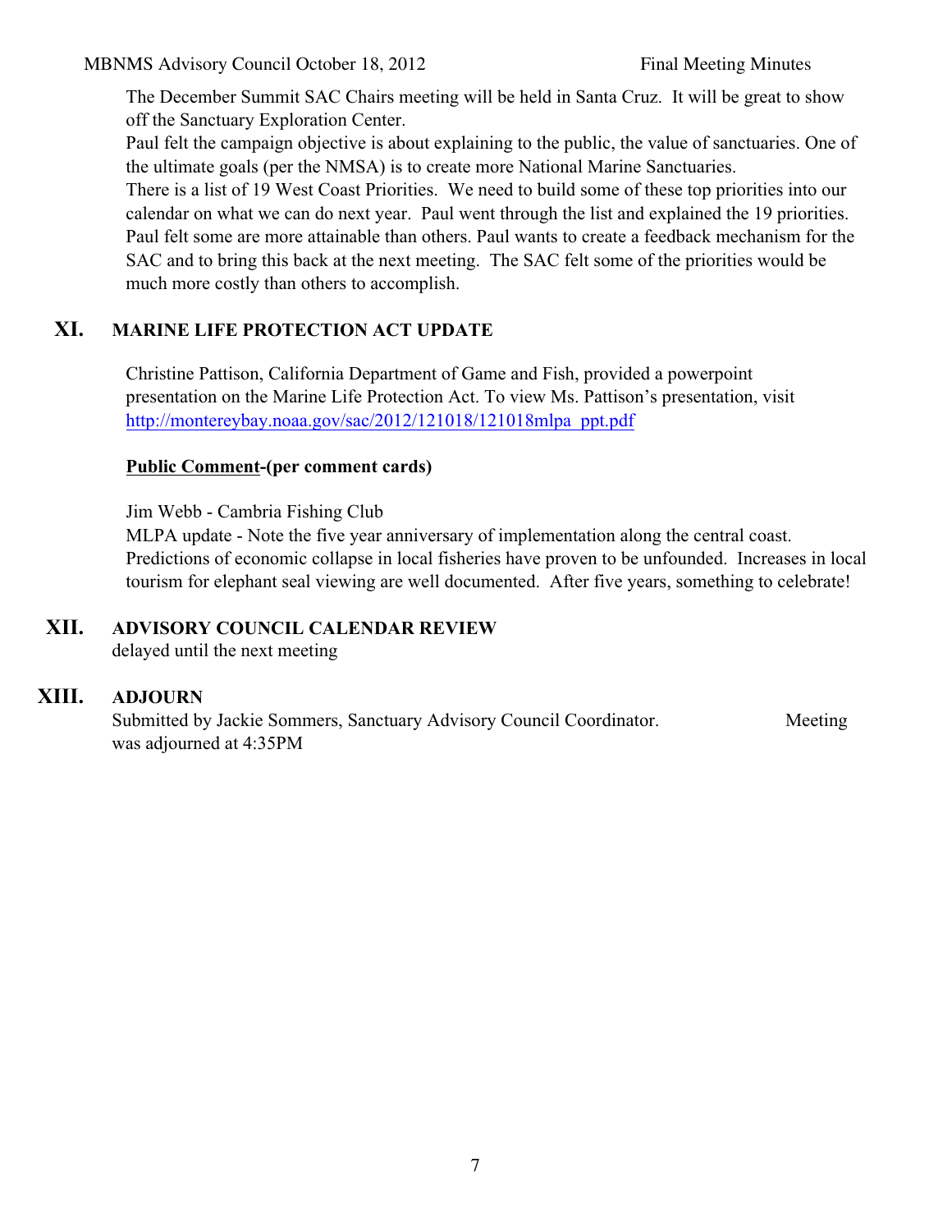The December Summit SAC Chairs meeting will be held in Santa Cruz. It will be great to show off the Sanctuary Exploration Center.

Paul felt the campaign objective is about explaining to the public, the value of sanctuaries. One of the ultimate goals (per the NMSA) is to create more National Marine Sanctuaries.

There is a list of 19 West Coast Priorities. We need to build some of these top priorities into our calendar on what we can do next year. Paul went through the list and explained the 19 priorities. Paul felt some are more attainable than others. Paul wants to create a feedback mechanism for the SAC and to bring this back at the next meeting. The SAC felt some of the priorities would be much more costly than others to accomplish.

## XI. MARINE LIFE PROTECTION ACT UPDATE

Christine Pattison, California Department of Game and Fish, provided a powerpoint presentation on the Marine Life Protection Act. To view Ms. Pattison's presentation, visit http://montereybay.noaa.gov/sac/2012/121018/121018mlpa_ppt.pdf

**Public Comment-(per comment cards)**

Jim Webb - Cambria Fishing Club

MLPA update - Note the five year anniversary of implementation along the central coast. Predictions of economic collapse in local fisheries have proven to be unfounded. Increases in local tourism for elephant seal viewing are well documented. After five years, something to celebrate!

## XII. ADVISORY COUNCIL CALENDAR REVIEW

delayed until the next meeting

## XIII. ADJOURN

Submitted by Jackie Sommers, Sanctuary Advisory Council Coordinator. Meeting was adjourned at 4:35PM